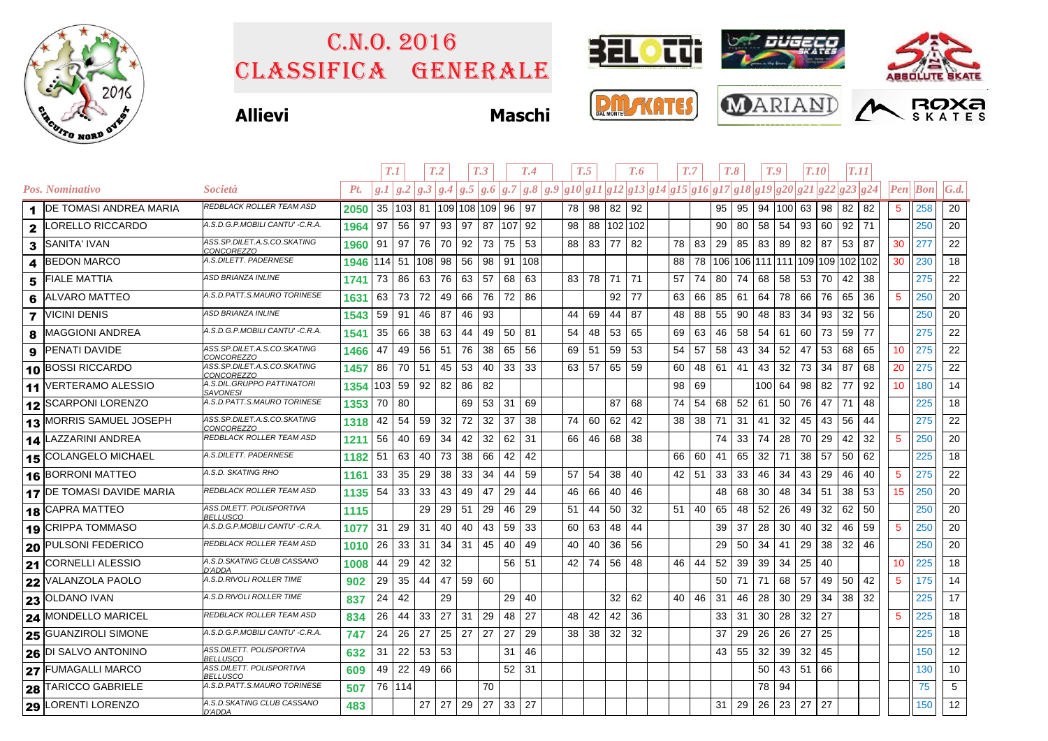# C.N.O. 2016 CLASSIFICA GENERALE

**Allievi** **Maschi**

| Pos. | Nominativo | Società | Pt. | T.1 | | T.2 | | T.3 | | T.4 | | | T.5 | | T.6 | | | T.7 | | T.8 | | T.9 | | T.10 | | T.11 | | Pen | Bon | G.d. |
|---|---|---|---|---|---|---|---|---|---|---|---|---|---|---|---|---|---|---|---|---|---|---|---|---|---|---|---|---|---|---|
| | | | | g.1 | g.2 | g.3 | g.4 | g.5 | g.6 | g.7 | g.8 | g.9 | g10 | g11 | g12 | g13 | g14 | g15 | g16 | g17 | g18 | g19 | g20 | g21 | g22 | g23 | g24 | | | |
| 1 | DE TOMASI ANDREA MARIA | REDBLACK ROLLER TEAM ASD | 2050 | 35 | 103 | 81 | 109 | 108 | 109 | 96 | 97 | | 78 | 98 | 82 | 92 | | | | 95 | 95 | 94 | 100 | 63 | 98 | 82 | 82 | 5 | 258 | 20 |
| 2 | LORELLO RICCARDO | A.S.D.G.P.MOBILI CANTU' -C.R.A. | 1964 | 97 | 56 | 97 | 93 | 97 | 87 | 107 | 92 | | 98 | 88 | 102 | 102 | | | | 90 | 80 | 58 | 54 | 93 | 60 | 92 | 71 | | 250 | 20 |
| 3 | SANITA' IVAN | ASS.SP.DILET.A.S.CO.SKATING CONCOREZZO | 1960 | 91 | 97 | 76 | 70 | 92 | 73 | 75 | 53 | | 88 | 83 | 77 | 82 | | 78 | 83 | 29 | 85 | 83 | 89 | 82 | 87 | 53 | 87 | 30 | 277 | 22 |
| 4 | BEDON MARCO | A.S.DILETT. PADERNESE | 1946 | 114 | 51 | 108 | 98 | 56 | 98 | 91 | 108 | | | | | | | 88 | 78 | 106 | 106 | 111 | 111 | 109 | 109 | 102 | 102 | 30 | 230 | 18 |
| 5 | FIALE MATTIA | ASD BRIANZA INLINE | 1741 | 73 | 86 | 63 | 76 | 63 | 57 | 68 | 63 | | 83 | 78 | 71 | 71 | | 57 | 74 | 80 | 74 | 68 | 58 | 53 | 70 | 42 | 38 | | 275 | 22 |
| 6 | ALVARO MATTEO | A.S.D.PATT.S.MAURO TORINESE | 1631 | 63 | 73 | 72 | 49 | 66 | 76 | 72 | 86 | | | | 92 | 77 | | 63 | 66 | 85 | 61 | 64 | 78 | 66 | 76 | 65 | 36 | 5 | 250 | 20 |
| 7 | VICINI DENIS | ASD BRIANZA INLINE | 1543 | 59 | 91 | 46 | 87 | 46 | 93 | | | | 44 | 69 | 44 | 87 | | 48 | 88 | 55 | 90 | 48 | 83 | 34 | 93 | 32 | 56 | | 250 | 20 |
| 8 | MAGGIONI ANDREA | A.S.D.G.P.MOBILI CANTU' -C.R.A. | 1541 | 35 | 66 | 38 | 63 | 44 | 49 | 50 | 81 | | 54 | 48 | 53 | 65 | | 69 | 63 | 46 | 58 | 54 | 61 | 60 | 73 | 59 | 77 | | 275 | 22 |
| 9 | PENATI DAVIDE | ASS.SP.DILET.A.S.CO.SKATING CONCOREZZO | 1466 | 47 | 49 | 56 | 51 | 76 | 38 | 65 | 56 | | 69 | 51 | 59 | 53 | | 54 | 57 | 58 | 43 | 34 | 52 | 47 | 53 | 68 | 65 | 10 | 275 | 22 |
| 10 | BOSSI RICCARDO | ASS.SP.DILET.A.S.CO.SKATING CONCOREZZO | 1457 | 86 | 70 | 51 | 45 | 53 | 40 | 33 | 33 | | 63 | 57 | 65 | 59 | | 60 | 48 | 61 | 41 | 43 | 32 | 73 | 34 | 87 | 68 | 20 | 275 | 22 |
| 11 | VERTERAMO ALESSIO | A.S.DIL.GRUPPO PATTINATORI SAVONESI | 1354 | 103 | 59 | 92 | 82 | 86 | 82 | | | | | | | | | 98 | 69 | | | 100 | 64 | 98 | 82 | 77 | 92 | 10 | 180 | 14 |
| 12 | SCARPONI LORENZO | A.S.D.PATT.S.MAURO TORINESE | 1353 | 70 | 80 | | | 69 | 53 | 31 | 69 | | | | 87 | 68 | | 74 | 54 | 68 | 52 | 61 | 50 | 76 | 47 | 71 | 48 | | 225 | 18 |
| 13 | MORRIS SAMUEL JOSEPH | ASS.SP.DILET.A.S.CO.SKATING CONCOREZZO | 1318 | 42 | 54 | 59 | 32 | 72 | 32 | 37 | 38 | | 74 | 60 | 62 | 42 | | 38 | 38 | 71 | 31 | 41 | 32 | 45 | 43 | 56 | 44 | | 275 | 22 |
| 14 | LAZZARINI ANDREA | REDBLACK ROLLER TEAM ASD | 1211 | 56 | 40 | 69 | 34 | 42 | 32 | 62 | 31 | | 66 | 46 | 68 | 38 | | | | 74 | 33 | 74 | 28 | 70 | 29 | 42 | 32 | 5 | 250 | 20 |
| 15 | COLANGELO MICHAEL | A.S.DILETT. PADERNESE | 1182 | 51 | 63 | 40 | 73 | 38 | 66 | 42 | 42 | | | | | | | 66 | 60 | 41 | 65 | 32 | 71 | 38 | 57 | 50 | 62 | | 225 | 18 |
| 16 | BORRONI MATTEO | A.S.D. SKATING RHO | 1161 | 33 | 35 | 29 | 38 | 33 | 34 | 44 | 59 | | 57 | 54 | 38 | 40 | | 42 | 51 | 33 | 33 | 46 | 34 | 43 | 29 | 46 | 40 | 5 | 275 | 22 |
| 17 | DE TOMASI DAVIDE MARIA | REDBLACK ROLLER TEAM ASD | 1135 | 54 | 33 | 33 | 43 | 49 | 47 | 29 | 44 | | 46 | 66 | 40 | 46 | | | | 48 | 68 | 30 | 48 | 34 | 51 | 38 | 53 | 15 | 250 | 20 |
| 18 | CAPRA MATTEO | ASS.DILETT. POLISPORTIVA BELLUSCO | 1115 | | | 29 | 29 | 51 | 29 | 46 | 29 | | 51 | 44 | 50 | 32 | | 51 | 40 | 65 | 48 | 52 | 26 | 49 | 32 | 62 | 50 | | 250 | 20 |
| 19 | CRIPPA TOMMASO | A.S.D.G.P.MOBILI CANTU' -C.R.A. | 1077 | 31 | 29 | 31 | 40 | 40 | 43 | 59 | 33 | | 60 | 63 | 48 | 44 | | | | 39 | 37 | 28 | 30 | 40 | 32 | 46 | 59 | 5 | 250 | 20 |
| 20 | PULSONI FEDERICO | REDBLACK ROLLER TEAM ASD | 1010 | 26 | 33 | 31 | 34 | 31 | 45 | 40 | 49 | | 40 | 40 | 36 | 56 | | | | 29 | 50 | 34 | 41 | 29 | 38 | 32 | 46 | | 250 | 20 |
| 21 | CORNELLI ALESSIO | A.S.D.SKATING CLUB CASSANO D'ADDA | 1008 | 44 | 29 | 42 | 32 | | | 56 | 51 | | 42 | 74 | 56 | 48 | | 46 | 44 | 52 | 39 | 39 | 34 | 25 | 40 | | | 10 | 225 | 18 |
| 22 | VALANZOLA PAOLO | A.S.D.RIVOLI ROLLER TIME | 902 | 29 | 35 | 44 | 47 | 59 | 60 | | | | | | | | | | | 50 | 71 | 71 | 68 | 57 | 49 | 50 | 42 | 5 | 175 | 14 |
| 23 | OLDANO IVAN | A.S.D.RIVOLI ROLLER TIME | 837 | 24 | 42 | | 29 | | | 29 | 40 | | | | 32 | 62 | | 40 | 46 | 31 | 46 | 28 | 30 | 29 | 34 | 38 | 32 | | 225 | 17 |
| 24 | MONDELLO MARICEL | REDBLACK ROLLER TEAM ASD | 834 | 26 | 44 | 33 | 27 | 31 | 29 | 48 | 27 | | 48 | 42 | 42 | 36 | | | | 33 | 31 | 30 | 28 | 32 | 27 | | | 5 | 225 | 18 |
| 25 | GUANZIROLI SIMONE | A.S.D.G.P.MOBILI CANTU' -C.R.A. | 747 | 24 | 26 | 27 | 25 | 27 | 27 | 27 | 29 | | 38 | 38 | 32 | 32 | | | | 37 | 29 | 26 | 26 | 27 | 25 | | | | 225 | 18 |
| 26 | DI SALVO ANTONINO | ASS.DILETT. POLISPORTIVA BELLUSCO | 632 | 31 | 22 | 53 | 53 | | | 31 | 46 | | | | | | | | | 43 | 55 | 32 | 39 | 32 | 45 | | | | 150 | 12 |
| 27 | FUMAGALLI MARCO | ASS.DILETT. POLISPORTIVA BELLUSCO | 609 | 49 | 22 | 49 | 66 | | | 52 | 31 | | | | | | | | | | | 50 | 43 | 51 | 66 | | | | 130 | 10 |
| 28 | TARICCO GABRIELE | A.S.D.PATT.S.MAURO TORINESE | 507 | 76 | 114 | | | | 70 | | | | | | | | | | | | | 78 | 94 | | | | | | 75 | 5 |
| 29 | LORENTI LORENZO | A.S.D.SKATING CLUB CASSANO D'ADDA | 483 | | | 27 | 27 | 29 | 27 | 33 | 27 | | | | | | | | | 31 | 29 | 26 | 23 | 27 | 27 | | | | 150 | 12 |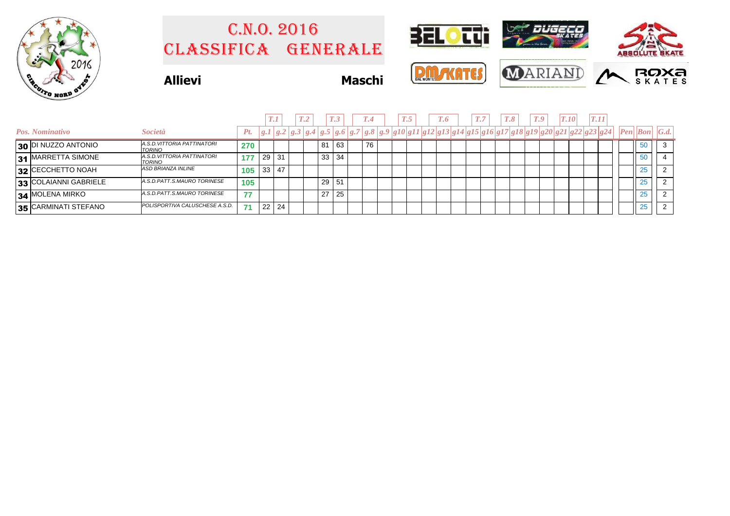# C.N.O. 2016
# Classifica Generale

**Allievi** **Maschi**

| | | | | T.1 | | T.2 | | T.3 | | T.4 | | | T.5 | | T.6 | | | T.7 | | T.8 | | T.9 | | T.10 | | T.11 | | | | |
|---|---|---|---|---|---|---|---|---|---|---|---|---|---|---|---|---|---|---|---|---|---|---|---|---|---|---|---|---|---|---|
| Pos. | Nominativo | Società | Pt. | g.1 | g.2 | g.3 | g.4 | g.5 | g.6 | g.7 | g.8 | g.9 | g10 | g11 | g12 | g13 | g14 | g15 | g16 | g17 | g18 | g19 | g20 | g21 | g22 | g23 | g24 | Pen | Bon | G.d. |
| 30 | DI NUZZO ANTONIO | A.S.D.VITTORIA PATTINATORI TORINO | 270 | | | | | 81 | 63 | | 76 | | | | | | | | | | | | | | | | | | 50 | 3 |
| 31 | MARRETTA SIMONE | A.S.D.VITTORIA PATTINATORI TORINO | 177 | 29 | 31 | | | 33 | 34 | | | | | | | | | | | | | | | | | | | | 50 | 4 |
| 32 | CECCHETTO NOAH | ASD BRIANZA INLINE | 105 | 33 | 47 | | | | | | | | | | | | | | | | | | | | | | | | 25 | 2 |
| 33 | COLAIANNI GABRIELE | A.S.D.PATT.S.MAURO TORINESE | 105 | | | | | 29 | 51 | | | | | | | | | | | | | | | | | | | | 25 | 2 |
| 34 | MOLENA MIRKO | A.S.D.PATT.S.MAURO TORINESE | 77 | | | | | 27 | 25 | | | | | | | | | | | | | | | | | | | | 25 | 2 |
| 35 | CARMINATI STEFANO | POLISPORTIVA CALUSCHESE A.S.D. | 71 | 22 | 24 | | | | | | | | | | | | | | | | | | | | | | | | 25 | 2 |